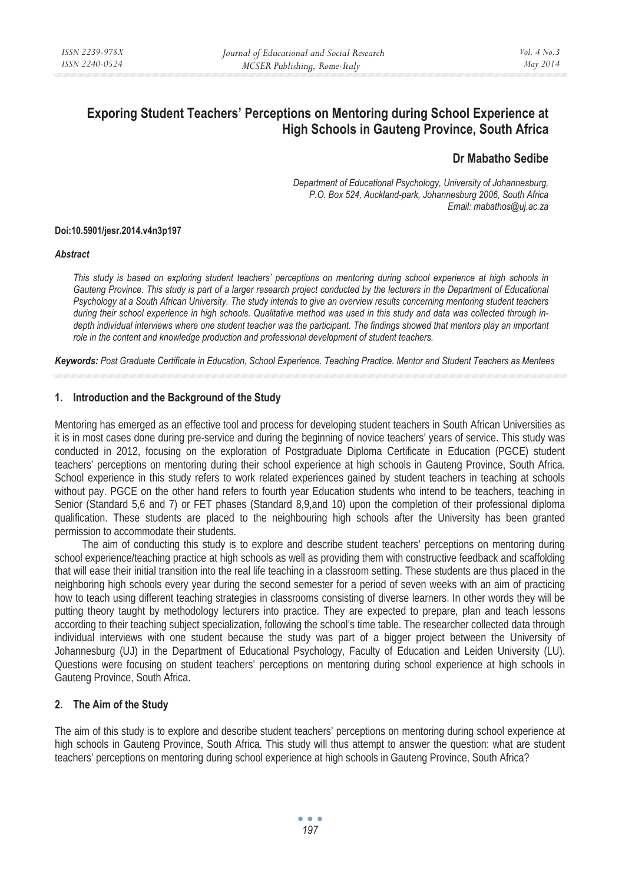# Exporing Student Teachers' Perceptions on Mentoring during School Experience at High Schools in Gauteng Province, South Africa

**Dr Mabatho Sedibe**

*Department of Educational Psychology, University of Johannesburg,*
*P.O. Box 524, Auckland-park, Johannesburg 2006, South Africa*
*Email: mabathos@uj.ac.za*

**Doi:10.5901/jesr.2014.v4n3p197**

***Abstract***

*This study is based on exploring student teachers' perceptions on mentoring during school experience at high schools in Gauteng Province. This study is part of a larger research project conducted by the lecturers in the Department of Educational Psychology at a South African University. The study intends to give an overview results concerning mentoring student teachers during their school experience in high schools. Qualitative method was used in this study and data was collected through in-depth individual interviews where one student teacher was the participant. The findings showed that mentors play an important role in the content and knowledge production and professional development of student teachers.*

***Keywords:*** *Post Graduate Certificate in Education, School Experience. Teaching Practice. Mentor and Student Teachers as Mentees*

## 1. Introduction and the Background of the Study

Mentoring has emerged as an effective tool and process for developing student teachers in South African Universities as it is in most cases done during pre-service and during the beginning of novice teachers' years of service. This study was conducted in 2012, focusing on the exploration of Postgraduate Diploma Certificate in Education (PGCE) student teachers' perceptions on mentoring during their school experience at high schools in Gauteng Province, South Africa. School experience in this study refers to work related experiences gained by student teachers in teaching at schools without pay. PGCE on the other hand refers to fourth year Education students who intend to be teachers, teaching in Senior (Standard 5,6 and 7) or FET phases (Standard 8,9,and 10) upon the completion of their professional diploma qualification. These students are placed to the neighbouring high schools after the University has been granted permission to accommodate their students.

The aim of conducting this study is to explore and describe student teachers' perceptions on mentoring during school experience/teaching practice at high schools as well as providing them with constructive feedback and scaffolding that will ease their initial transition into the real life teaching in a classroom setting. These students are thus placed in the neighboring high schools every year during the second semester for a period of seven weeks with an aim of practicing how to teach using different teaching strategies in classrooms consisting of diverse learners. In other words they will be putting theory taught by methodology lecturers into practice. They are expected to prepare, plan and teach lessons according to their teaching subject specialization, following the school's time table. The researcher collected data through individual interviews with one student because the study was part of a bigger project between the University of Johannesburg (UJ) in the Department of Educational Psychology, Faculty of Education and Leiden University (LU). Questions were focusing on student teachers' perceptions on mentoring during school experience at high schools in Gauteng Province, South Africa.

## 2. The Aim of the Study

The aim of this study is to explore and describe student teachers' perceptions on mentoring during school experience at high schools in Gauteng Province, South Africa. This study will thus attempt to answer the question: what are student teachers' perceptions on mentoring during school experience at high schools in Gauteng Province, South Africa?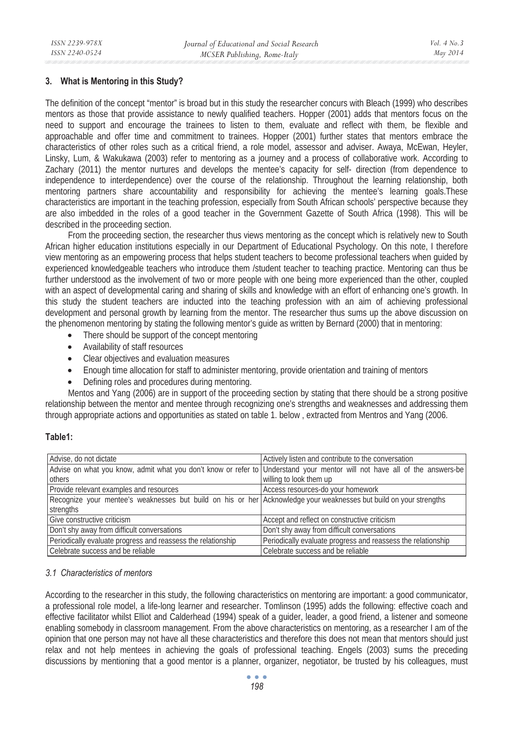## 3. What is Mentoring in this Study?

The definition of the concept "mentor" is broad but in this study the researcher concurs with Bleach (1999) who describes mentors as those that provide assistance to newly qualified teachers. Hopper (2001) adds that mentors focus on the need to support and encourage the trainees to listen to them, evaluate and reflect with them, be flexible and approachable and offer time and commitment to trainees. Hopper (2001) further states that mentors embrace the characteristics of other roles such as a critical friend, a role model, assessor and adviser. Awaya, McEwan, Heyler, Linsky, Lum, & Wakukawa (2003) refer to mentoring as a journey and a process of collaborative work. According to Zachary (2011) the mentor nurtures and develops the mentee's capacity for self- direction (from dependence to independence to interdependence) over the course of the relationship. Throughout the learning relationship, both mentoring partners share accountability and responsibility for achieving the mentee's learning goals.These characteristics are important in the teaching profession, especially from South African schools' perspective because they are also imbedded in the roles of a good teacher in the Government Gazette of South Africa (1998). This will be described in the proceeding section.

From the proceeding section, the researcher thus views mentoring as the concept which is relatively new to South African higher education institutions especially in our Department of Educational Psychology. On this note, I therefore view mentoring as an empowering process that helps student teachers to become professional teachers when guided by experienced knowledgeable teachers who introduce them /student teacher to teaching practice. Mentoring can thus be further understood as the involvement of two or more people with one being more experienced than the other, coupled with an aspect of developmental caring and sharing of skills and knowledge with an effort of enhancing one's growth. In this study the student teachers are inducted into the teaching profession with an aim of achieving professional development and personal growth by learning from the mentor. The researcher thus sums up the above discussion on the phenomenon mentoring by stating the following mentor's guide as written by Bernard (2000) that in mentoring:

- There should be support of the concept mentoring
- Availability of staff resources
- Clear objectives and evaluation measures
- Enough time allocation for staff to administer mentoring, provide orientation and training of mentors
- Defining roles and procedures during mentoring.

Mentos and Yang (2006) are in support of the proceeding section by stating that there should be a strong positive relationship between the mentor and mentee through recognizing one's strengths and weaknesses and addressing them through appropriate actions and opportunities as stated on table 1. below , extracted from Mentros and Yang (2006.

**Table1:**

| | |
|---|---|
| Advise, do not dictate | Actively listen and contribute to the conversation |
| Advise on what you know, admit what you don't know or refer to others | Understand your mentor will not have all of the answers-be willing to look them up |
| Provide relevant examples and resources | Access resources-do your homework |
| Recognize your mentee's weaknesses but build on his or her strengths | Acknowledge your weaknesses but build on your strengths |
| Give constructive criticism | Accept and reflect on constructive criticism |
| Don't shy away from difficult conversations | Don't shy away from difficult conversations |
| Periodically evaluate progress and reassess the relationship | Periodically evaluate progress and reassess the relationship |
| Celebrate success and be reliable | Celebrate success and be reliable |

### *3.1 Characteristics of mentors*

According to the researcher in this study, the following characteristics on mentoring are important: a good communicator, a professional role model, a life-long learner and researcher. Tomlinson (1995) adds the following: effective coach and effective facilitator whilst Elliot and Calderhead (1994) speak of a guider, leader, a good friend, a listener and someone enabling somebody in classroom management. From the above characteristics on mentoring, as a researcher I am of the opinion that one person may not have all these characteristics and therefore this does not mean that mentors should just relax and not help mentees in achieving the goals of professional teaching. Engels (2003) sums the preceding discussions by mentioning that a good mentor is a planner, organizer, negotiator, be trusted by his colleagues, must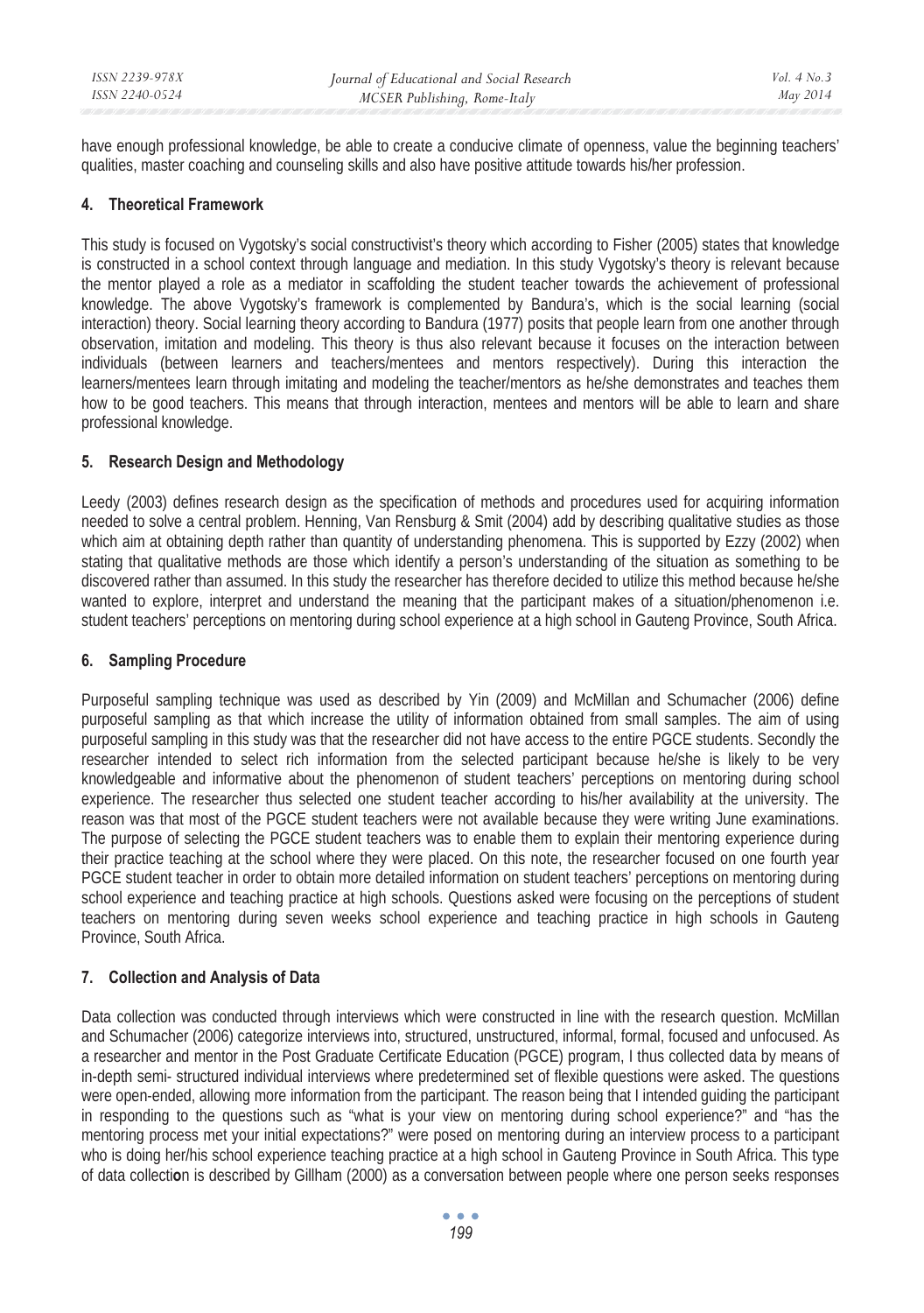have enough professional knowledge, be able to create a conducive climate of openness, value the beginning teachers' qualities, master coaching and counseling skills and also have positive attitude towards his/her profession.

## 4. Theoretical Framework

This study is focused on Vygotsky's social constructivist's theory which according to Fisher (2005) states that knowledge is constructed in a school context through language and mediation. In this study Vygotsky's theory is relevant because the mentor played a role as a mediator in scaffolding the student teacher towards the achievement of professional knowledge. The above Vygotsky's framework is complemented by Bandura's, which is the social learning (social interaction) theory. Social learning theory according to Bandura (1977) posits that people learn from one another through observation, imitation and modeling. This theory is thus also relevant because it focuses on the interaction between individuals (between learners and teachers/mentees and mentors respectively). During this interaction the learners/mentees learn through imitating and modeling the teacher/mentors as he/she demonstrates and teaches them how to be good teachers. This means that through interaction, mentees and mentors will be able to learn and share professional knowledge.

## 5. Research Design and Methodology

Leedy (2003) defines research design as the specification of methods and procedures used for acquiring information needed to solve a central problem. Henning, Van Rensburg & Smit (2004) add by describing qualitative studies as those which aim at obtaining depth rather than quantity of understanding phenomena. This is supported by Ezzy (2002) when stating that qualitative methods are those which identify a person's understanding of the situation as something to be discovered rather than assumed. In this study the researcher has therefore decided to utilize this method because he/she wanted to explore, interpret and understand the meaning that the participant makes of a situation/phenomenon i.e. student teachers' perceptions on mentoring during school experience at a high school in Gauteng Province, South Africa.

## 6. Sampling Procedure

Purposeful sampling technique was used as described by Yin (2009) and McMillan and Schumacher (2006) define purposeful sampling as that which increase the utility of information obtained from small samples. The aim of using purposeful sampling in this study was that the researcher did not have access to the entire PGCE students. Secondly the researcher intended to select rich information from the selected participant because he/she is likely to be very knowledgeable and informative about the phenomenon of student teachers' perceptions on mentoring during school experience. The researcher thus selected one student teacher according to his/her availability at the university. The reason was that most of the PGCE student teachers were not available because they were writing June examinations. The purpose of selecting the PGCE student teachers was to enable them to explain their mentoring experience during their practice teaching at the school where they were placed. On this note, the researcher focused on one fourth year PGCE student teacher in order to obtain more detailed information on student teachers' perceptions on mentoring during school experience and teaching practice at high schools. Questions asked were focusing on the perceptions of student teachers on mentoring during seven weeks school experience and teaching practice in high schools in Gauteng Province, South Africa.

## 7. Collection and Analysis of Data

Data collection was conducted through interviews which were constructed in line with the research question. McMillan and Schumacher (2006) categorize interviews into, structured, unstructured, informal, formal, focused and unfocused. As a researcher and mentor in the Post Graduate Certificate Education (PGCE) program, I thus collected data by means of in-depth semi- structured individual interviews where predetermined set of flexible questions were asked. The questions were open-ended, allowing more information from the participant. The reason being that I intended guiding the participant in responding to the questions such as "what is your view on mentoring during school experience?" and "has the mentoring process met your initial expectations?" were posed on mentoring during an interview process to a participant who is doing her/his school experience teaching practice at a high school in Gauteng Province in South Africa. This type of data collection is described by Gillham (2000) as a conversation between people where one person seeks responses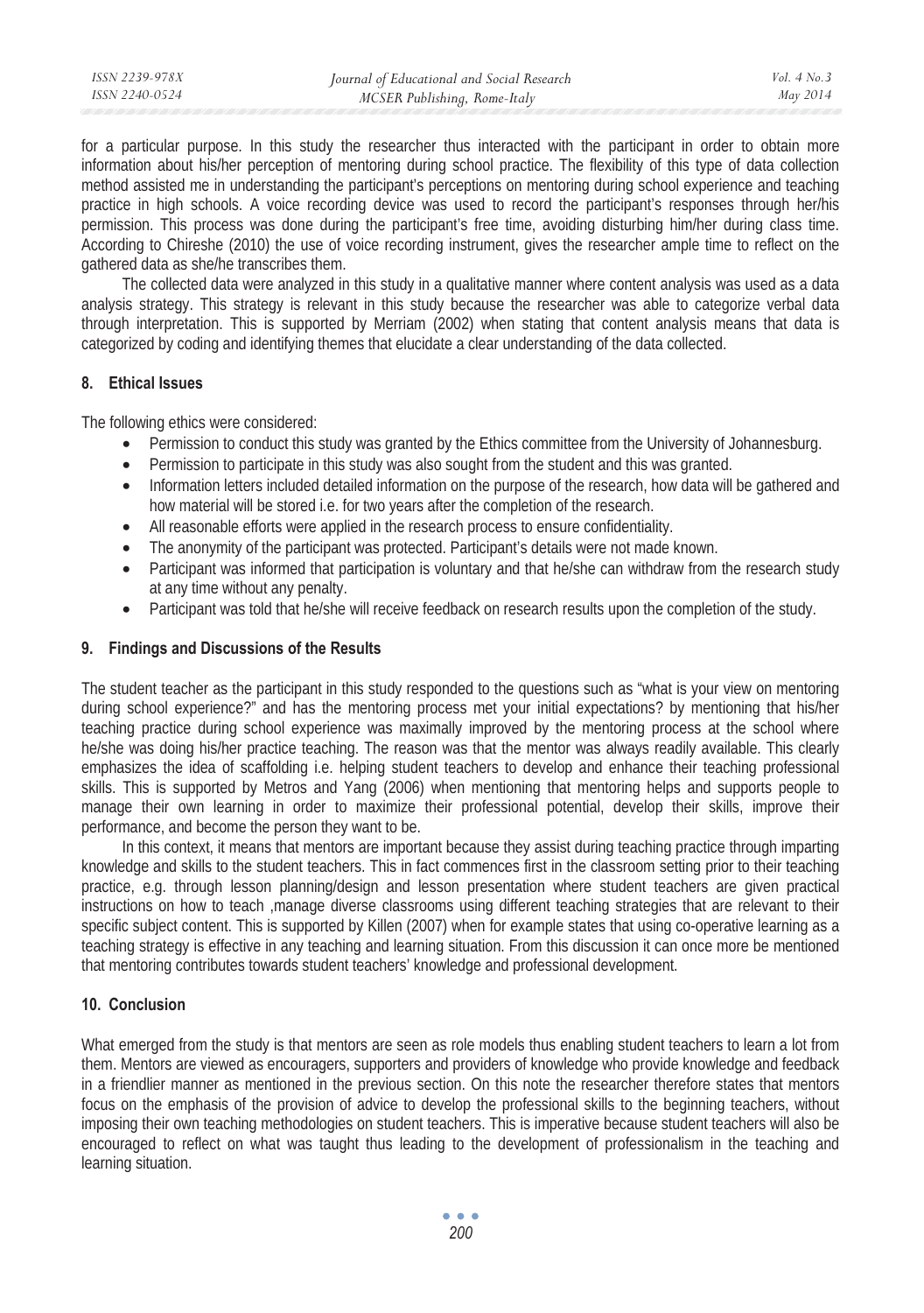for a particular purpose. In this study the researcher thus interacted with the participant in order to obtain more information about his/her perception of mentoring during school practice. The flexibility of this type of data collection method assisted me in understanding the participant's perceptions on mentoring during school experience and teaching practice in high schools. A voice recording device was used to record the participant's responses through her/his permission. This process was done during the participant's free time, avoiding disturbing him/her during class time. According to Chireshe (2010) the use of voice recording instrument, gives the researcher ample time to reflect on the gathered data as she/he transcribes them.

The collected data were analyzed in this study in a qualitative manner where content analysis was used as a data analysis strategy. This strategy is relevant in this study because the researcher was able to categorize verbal data through interpretation. This is supported by Merriam (2002) when stating that content analysis means that data is categorized by coding and identifying themes that elucidate a clear understanding of the data collected.

## 8. Ethical Issues

The following ethics were considered:

- Permission to conduct this study was granted by the Ethics committee from the University of Johannesburg.
- Permission to participate in this study was also sought from the student and this was granted.
- Information letters included detailed information on the purpose of the research, how data will be gathered and how material will be stored i.e. for two years after the completion of the research.
- All reasonable efforts were applied in the research process to ensure confidentiality.
- The anonymity of the participant was protected. Participant's details were not made known.
- Participant was informed that participation is voluntary and that he/she can withdraw from the research study at any time without any penalty.
- Participant was told that he/she will receive feedback on research results upon the completion of the study.

## 9. Findings and Discussions of the Results

The student teacher as the participant in this study responded to the questions such as "what is your view on mentoring during school experience?" and has the mentoring process met your initial expectations? by mentioning that his/her teaching practice during school experience was maximally improved by the mentoring process at the school where he/she was doing his/her practice teaching. The reason was that the mentor was always readily available. This clearly emphasizes the idea of scaffolding i.e. helping student teachers to develop and enhance their teaching professional skills. This is supported by Metros and Yang (2006) when mentioning that mentoring helps and supports people to manage their own learning in order to maximize their professional potential, develop their skills, improve their performance, and become the person they want to be.

In this context, it means that mentors are important because they assist during teaching practice through imparting knowledge and skills to the student teachers. This in fact commences first in the classroom setting prior to their teaching practice, e.g. through lesson planning/design and lesson presentation where student teachers are given practical instructions on how to teach ,manage diverse classrooms using different teaching strategies that are relevant to their specific subject content. This is supported by Killen (2007) when for example states that using co-operative learning as a teaching strategy is effective in any teaching and learning situation. From this discussion it can once more be mentioned that mentoring contributes towards student teachers' knowledge and professional development.

## 10. Conclusion

What emerged from the study is that mentors are seen as role models thus enabling student teachers to learn a lot from them. Mentors are viewed as encouragers, supporters and providers of knowledge who provide knowledge and feedback in a friendlier manner as mentioned in the previous section. On this note the researcher therefore states that mentors focus on the emphasis of the provision of advice to develop the professional skills to the beginning teachers, without imposing their own teaching methodologies on student teachers. This is imperative because student teachers will also be encouraged to reflect on what was taught thus leading to the development of professionalism in the teaching and learning situation.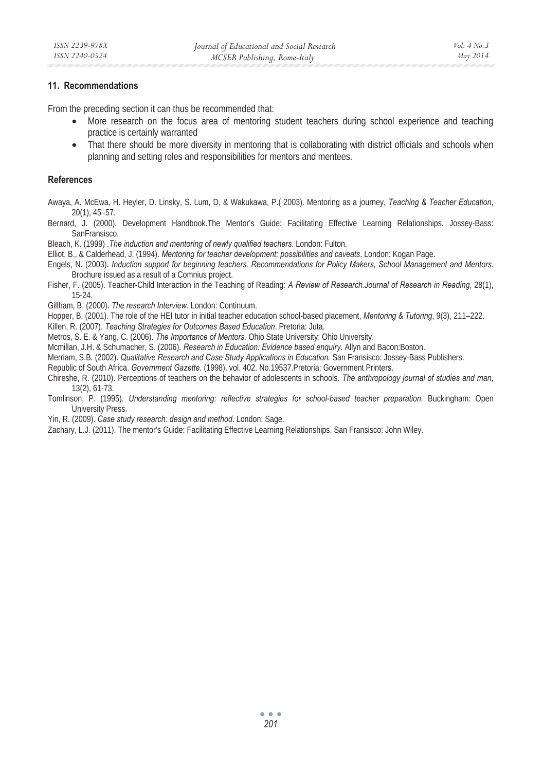## 11. Recommendations

From the preceding section it can thus be recommended that:

- More research on the focus area of mentoring student teachers during school experience and teaching practice is certainly warranted
- That there should be more diversity in mentoring that is collaborating with district officials and schools when planning and setting roles and responsibilities for mentors and mentees.

## References

Awaya, A. McEwa, H. Heyler, D. Linsky, S. Lum, D, & Wakukawa, P.( 2003). Mentoring as a journey, *Teaching & Teacher Education*, 20(1), 45–57.

Bernard, J. (2000). Development Handbook.The Mentor's Guide: Facilitating Effective Learning Relationships. Jossey-Bass: SanFransisco.

Bleach, K. (1999) .*The induction and mentoring of newly qualified teachers*. London: Fulton.

Elliot, B., & Calderhead, J. (1994). *Mentoring for teacher development: possibilities and caveats*. London: Kogan Page.

Engels, N. (2003). *Induction support for beginning teachers. Recommendations for Policy Makers, School Management and Mentors.* Brochure issued as a result of a Comnius project.

Fisher, F. (2005). Teacher-Child Interaction in the Teaching of Reading: *A Review of Research.Journal of Research in Reading*, 28(1), 15-24.

Gillham, B. (2000). *The research Interview*. London: Continuum.

Hopper, B. (2001). The role of the HEI tutor in initial teacher education school-based placement, *Mentoring & Tutoring*, 9(3), 211–222.

Killen, R. (2007). *Teaching Strategies for Outcomes Based Education*. Pretoria: Juta.

Metros, S. E. & Yang, C. (2006). *The Importance of Mentors.* Ohio State University: Ohio University.

Mcmillan, J.H. & Schumacher, S. (2006). *Research in Education: Evidence based enquiry*. Allyn and Bacon:Boston.

Merriam, S.B. (2002). *Qualitative Research and Case Study Applications in Education.* San Fransisco: Jossey-Bass Publishers.

Republic of South Africa. *Government Gazette.* (1998). vol. 402. No.19537.Pretoria: Government Printers.

Chireshe, R. (2010). Perceptions of teachers on the behavior of adolescents in schools. *The anthropology journal of studies and man*, 13(2), 61-73.

Tomlinson, P. (1995). *Understanding mentoring: reflective strategies for school-based teacher preparation*. Buckingham: Open University Press.

Yin, R. (2009). *Case study research: design and method*. London: Sage.

Zachary, L.J. (2011). The mentor's Guide: Facilitating Effective Learning Relationships. San Fransisco: John Wiley.